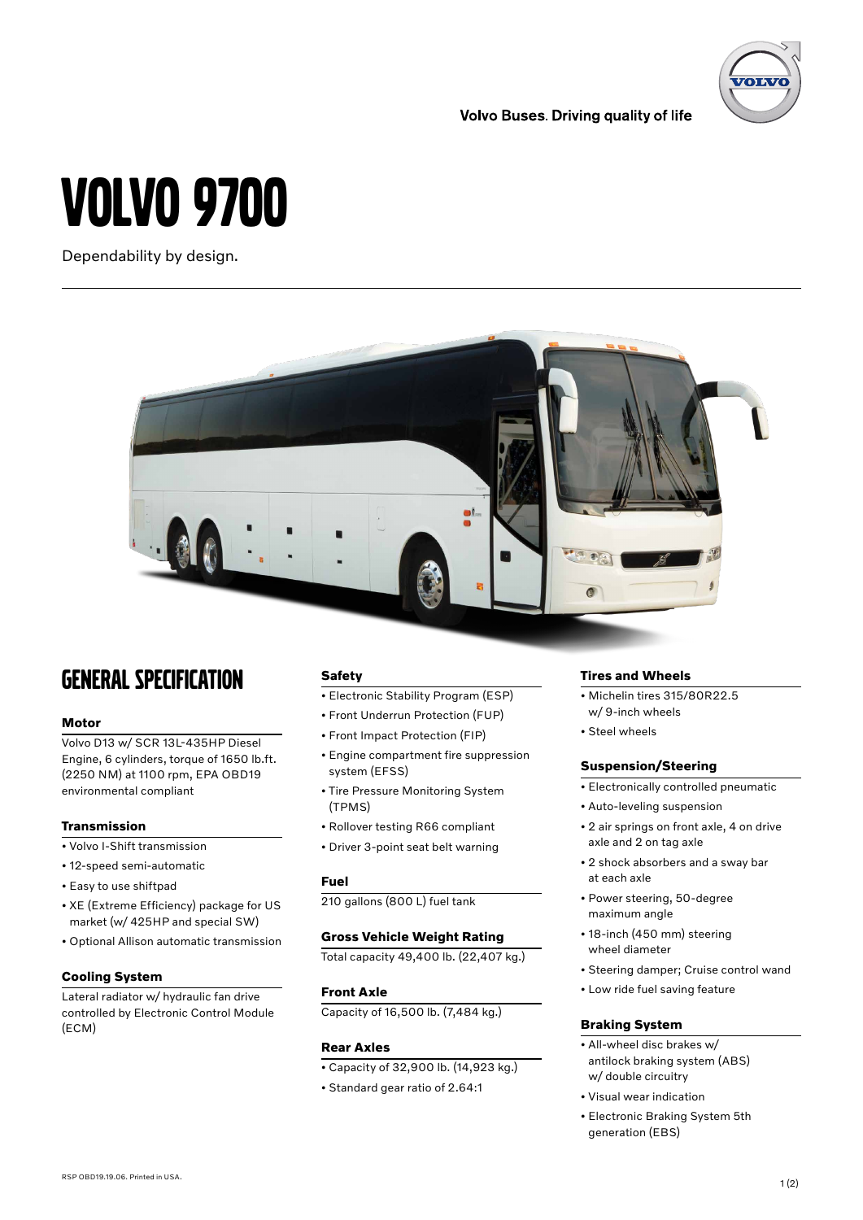Volvo Buses. Driving quality of life

# VOLVO 9700

Dependability by design.

## GENERAL SPECIFICATION

### Motor

Volvo D13 w/ SCR 13L-435HP Diesel Engine, 6 cylinders, torque of 1650 lb.ft. (2250 NM) at 1100 rpm, EPA OBD19 environmental compliant

### Transmission

- Volvo I-Shift transmission
- 12-speed semi-automatic
- Easy to use shiftpad
- XE (Extreme Efficiency) package for US market (w/ 425HP and special SW)
- Optional Allison automatic transmission

### Cooling System

Lateral radiator w/ hydraulic fan drive controlled by Electronic Control Module (ECM)

### Safety

- Electronic Stability Program (ESP)
- Front Underrun Protection (FUP)
- Front Impact Protection (FIP)
- Engine compartment fire suppression system (EFSS)
- Tire Pressure Monitoring System (TPMS)
- Rollover testing R66 compliant
- Driver 3-point seat belt warning

### Fuel

210 gallons (800 L) fuel tank

### Gross Vehicle Weight Rating

Total capacity 49,400 lb. (22,407 kg.)

### Front Axle

Capacity of 16,500 lb. (7,484 kg.)

### Rear Axles

- Capacity of 32,900 lb. (14,923 kg.)
- Standard gear ratio of 2.64:1

### Tires and Wheels

- Michelin tires 315/80R22.5 w/ 9-inch wheels
- Steel wheels

### Suspension/Steering

- Electronically controlled pneumatic
- Auto-leveling suspension
- 2 air springs on front axle, 4 on drive axle and 2 on tag axle
- 2 shock absorbers and a sway bar at each axle
- Power steering, 50-degree maximum angle
- 18-inch (450 mm) steering wheel diameter
- Steering damper; Cruise control wand
- Low ride fuel saving feature

### Braking System

- All-wheel disc brakes w/ antilock braking system (ABS) w/ double circuitry
- Visual wear indication
- Electronic Braking System 5th generation (EBS)

RSP OBD19.19.06. Printed in USA.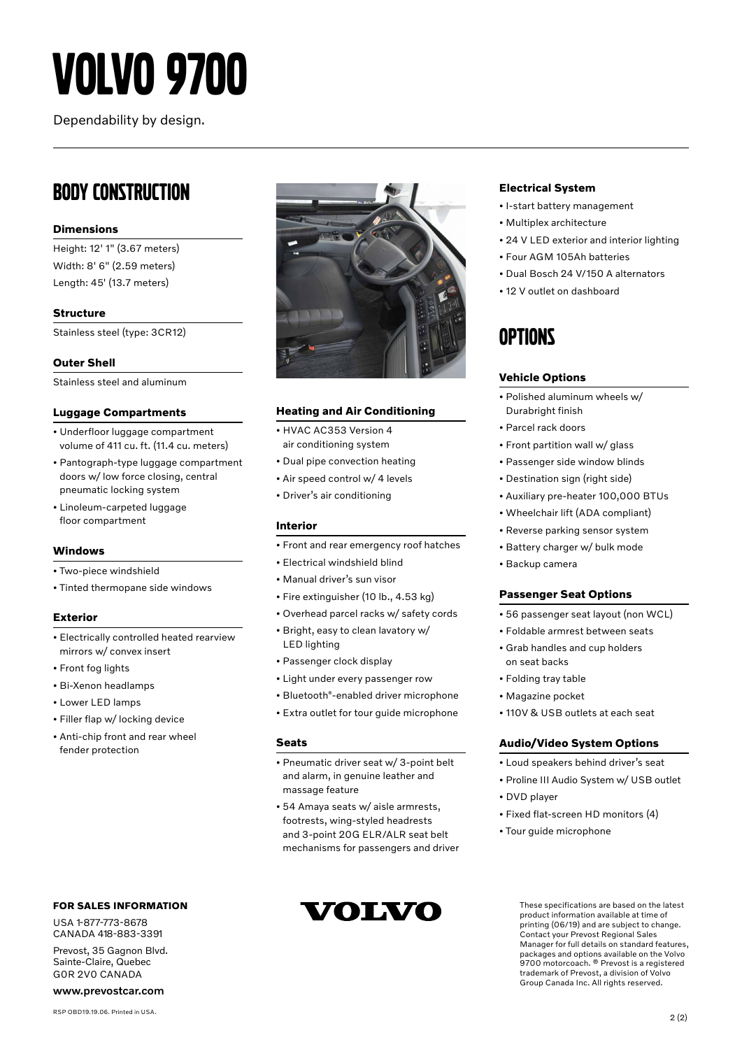# VOLVO 9700

Dependability by design.

## BODY CONSTRUCTION

### Dimensions

Height: 12' 1" (3.67 meters)
Width: 8' 6" (2.59 meters)
Length: 45' (13.7 meters)

### Structure

Stainless steel (type: 3CR12)

### Outer Shell

Stainless steel and aluminum

### Luggage Compartments

- Underfloor luggage compartment volume of 411 cu. ft. (11.4 cu. meters)
- Pantograph-type luggage compartment doors w/ low force closing, central pneumatic locking system
- Linoleum-carpeted luggage floor compartment

### Windows

- Two-piece windshield
- Tinted thermopane side windows

### Exterior

- Electrically controlled heated rearview mirrors w/ convex insert
- Front fog lights
- Bi-Xenon headlamps
- Lower LED lamps
- Filler flap w/ locking device
- Anti-chip front and rear wheel fender protection

### Heating and Air Conditioning

- HVAC AC353 Version 4 air conditioning system
- Dual pipe convection heating
- Air speed control w/ 4 levels
- Driver's air conditioning

### Interior

- Front and rear emergency roof hatches
- Electrical windshield blind
- Manual driver's sun visor
- Fire extinguisher (10 lb., 4.53 kg)
- Overhead parcel racks w/ safety cords
- Bright, easy to clean lavatory w/ LED lighting
- Passenger clock display
- Light under every passenger row
- Bluetooth®-enabled driver microphone
- Extra outlet for tour guide microphone

### Seats

- Pneumatic driver seat w/ 3-point belt and alarm, in genuine leather and massage feature
- 54 Amaya seats w/ aisle armrests, footrests, wing-styled headrests and 3-point 20G ELR/ALR seat belt mechanisms for passengers and driver

### Electrical System

- I-start battery management
- Multiplex architecture
- 24 V LED exterior and interior lighting
- Four AGM 105Ah batteries
- Dual Bosch 24 V/150 A alternators
- 12 V outlet on dashboard

## OPTIONS

### Vehicle Options

- Polished aluminum wheels w/ Durabright finish
- Parcel rack doors
- Front partition wall w/ glass
- Passenger side window blinds
- Destination sign (right side)
- Auxiliary pre-heater 100,000 BTUs
- Wheelchair lift (ADA compliant)
- Reverse parking sensor system
- Battery charger w/ bulk mode
- Backup camera

### Passenger Seat Options

- 56 passenger seat layout (non WCL)
- Foldable armrest between seats
- Grab handles and cup holders on seat backs
- Folding tray table
- Magazine pocket
- 110V & USB outlets at each seat

### Audio/Video System Options

- Loud speakers behind driver's seat
- Proline III Audio System w/ USB outlet
- DVD player
- Fixed flat-screen HD monitors (4)
- Tour guide microphone

**FOR SALES INFORMATION**

USA 1-877-773-8678
CANADA 418-883-3391

Prevost, 35 Gagnon Blvd.
Sainte-Claire, Quebec
G0R 2V0 CANADA

**www.prevostcar.com**

VOLVO

These specifications are based on the latest product information available at time of printing (06/19) and are subject to change. Contact your Prevost Regional Sales Manager for full details on standard features, packages and options available on the Volvo 9700 motorcoach. ® Prevost is a registered trademark of Prevost, a division of Volvo Group Canada Inc. All rights reserved.

RSP OBD19.19.06. Printed in USA.